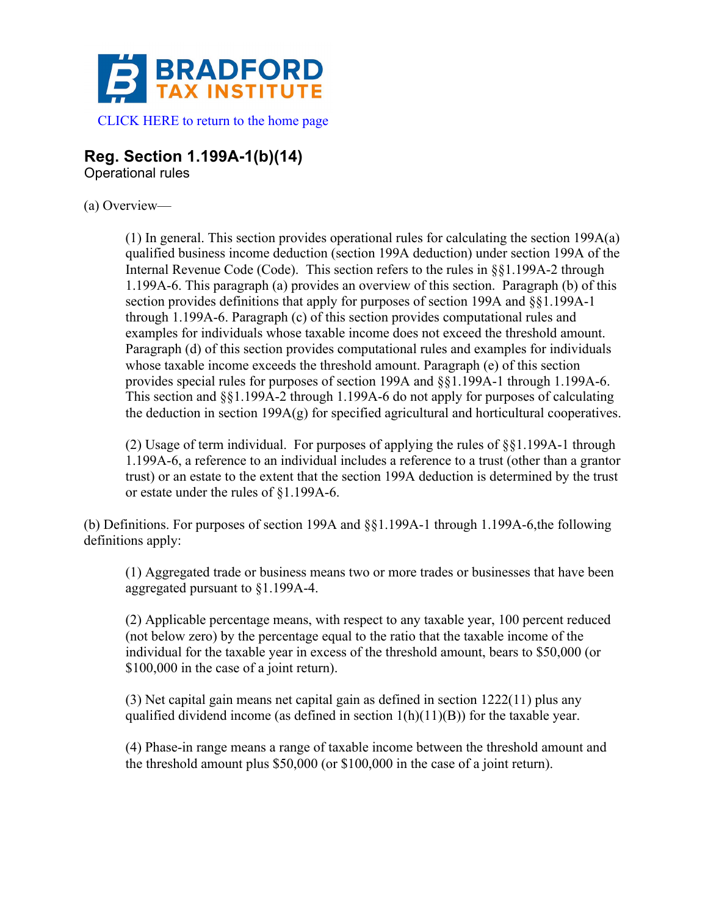BRADFORD TAX INSTITUTE

CLICK HERE to return to the home page

## Reg. Section 1.199A-1(b)(14)

Operational rules

(a) Overview—

> (1) In general. This section provides operational rules for calculating the section 199A(a) qualified business income deduction (section 199A deduction) under section 199A of the Internal Revenue Code (Code). This section refers to the rules in §§1.199A-2 through 1.199A-6. This paragraph (a) provides an overview of this section. Paragraph (b) of this section provides definitions that apply for purposes of section 199A and §§1.199A-1 through 1.199A-6. Paragraph (c) of this section provides computational rules and examples for individuals whose taxable income does not exceed the threshold amount. Paragraph (d) of this section provides computational rules and examples for individuals whose taxable income exceeds the threshold amount. Paragraph (e) of this section provides special rules for purposes of section 199A and §§1.199A-1 through 1.199A-6. This section and §§1.199A-2 through 1.199A-6 do not apply for purposes of calculating the deduction in section 199A(g) for specified agricultural and horticultural cooperatives.
>
> (2) Usage of term individual. For purposes of applying the rules of §§1.199A-1 through 1.199A-6, a reference to an individual includes a reference to a trust (other than a grantor trust) or an estate to the extent that the section 199A deduction is determined by the trust or estate under the rules of §1.199A-6.

(b) Definitions. For purposes of section 199A and §§1.199A-1 through 1.199A-6,the following definitions apply:

> (1) Aggregated trade or business means two or more trades or businesses that have been aggregated pursuant to §1.199A-4.
>
> (2) Applicable percentage means, with respect to any taxable year, 100 percent reduced (not below zero) by the percentage equal to the ratio that the taxable income of the individual for the taxable year in excess of the threshold amount, bears to $50,000 (or $100,000 in the case of a joint return).
>
> (3) Net capital gain means net capital gain as defined in section 1222(11) plus any qualified dividend income (as defined in section 1(h)(11)(B)) for the taxable year.
>
> (4) Phase-in range means a range of taxable income between the threshold amount and the threshold amount plus $50,000 (or $100,000 in the case of a joint return).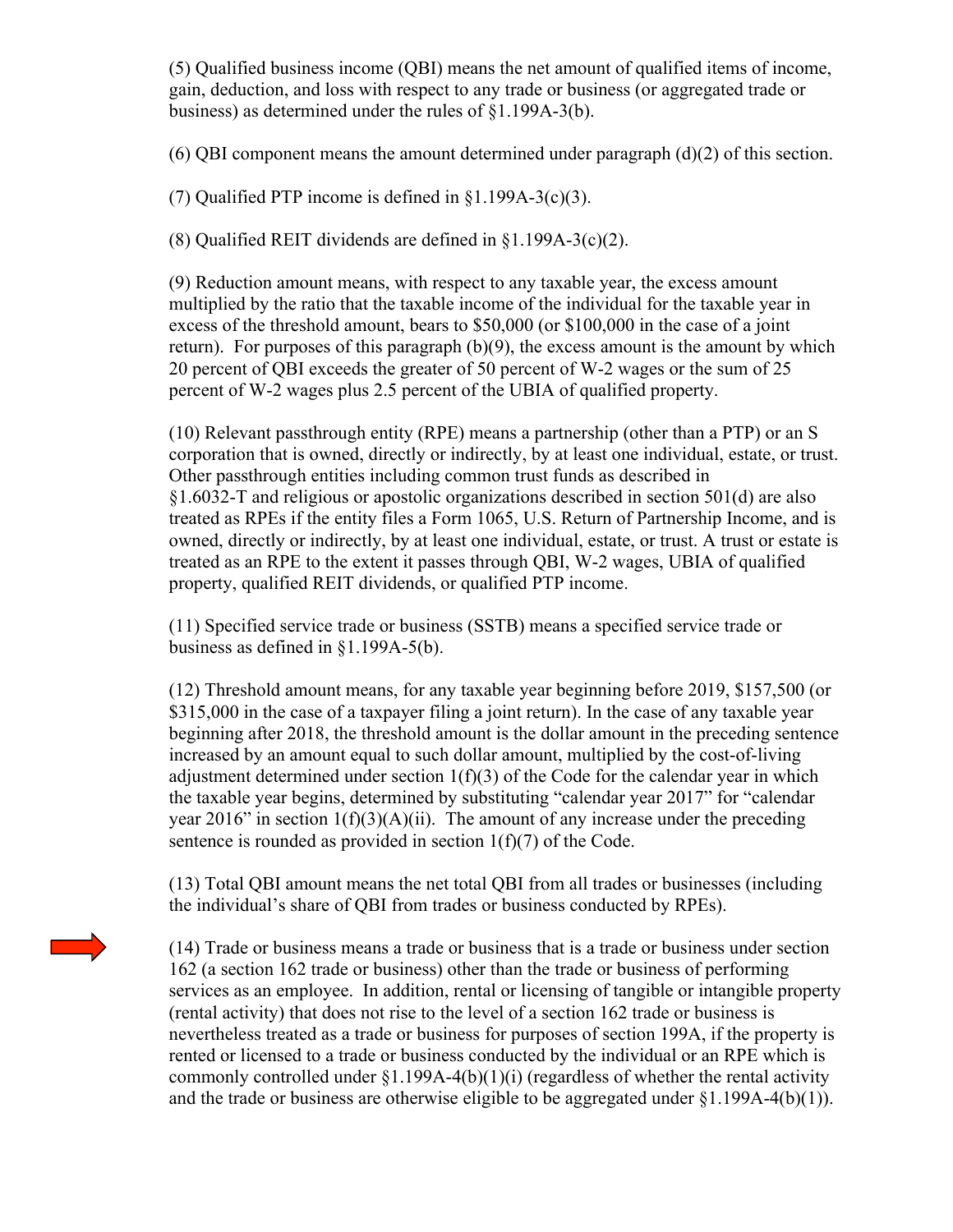(5) Qualified business income (QBI) means the net amount of qualified items of income, gain, deduction, and loss with respect to any trade or business (or aggregated trade or business) as determined under the rules of §1.199A-3(b).

(6) QBI component means the amount determined under paragraph (d)(2) of this section.

(7) Qualified PTP income is defined in §1.199A-3(c)(3).

(8) Qualified REIT dividends are defined in §1.199A-3(c)(2).

(9) Reduction amount means, with respect to any taxable year, the excess amount multiplied by the ratio that the taxable income of the individual for the taxable year in excess of the threshold amount, bears to $50,000 (or $100,000 in the case of a joint return). For purposes of this paragraph (b)(9), the excess amount is the amount by which 20 percent of QBI exceeds the greater of 50 percent of W-2 wages or the sum of 25 percent of W-2 wages plus 2.5 percent of the UBIA of qualified property.

(10) Relevant passthrough entity (RPE) means a partnership (other than a PTP) or an S corporation that is owned, directly or indirectly, by at least one individual, estate, or trust. Other passthrough entities including common trust funds as described in §1.6032-T and religious or apostolic organizations described in section 501(d) are also treated as RPEs if the entity files a Form 1065, U.S. Return of Partnership Income, and is owned, directly or indirectly, by at least one individual, estate, or trust. A trust or estate is treated as an RPE to the extent it passes through QBI, W-2 wages, UBIA of qualified property, qualified REIT dividends, or qualified PTP income.

(11) Specified service trade or business (SSTB) means a specified service trade or business as defined in §1.199A-5(b).

(12) Threshold amount means, for any taxable year beginning before 2019, $157,500 (or $315,000 in the case of a taxpayer filing a joint return). In the case of any taxable year beginning after 2018, the threshold amount is the dollar amount in the preceding sentence increased by an amount equal to such dollar amount, multiplied by the cost-of-living adjustment determined under section 1(f)(3) of the Code for the calendar year in which the taxable year begins, determined by substituting "calendar year 2017" for "calendar year 2016" in section 1(f)(3)(A)(ii). The amount of any increase under the preceding sentence is rounded as provided in section 1(f)(7) of the Code.

(13) Total QBI amount means the net total QBI from all trades or businesses (including the individual's share of QBI from trades or business conducted by RPEs).

(14) Trade or business means a trade or business that is a trade or business under section 162 (a section 162 trade or business) other than the trade or business of performing services as an employee. In addition, rental or licensing of tangible or intangible property (rental activity) that does not rise to the level of a section 162 trade or business is nevertheless treated as a trade or business for purposes of section 199A, if the property is rented or licensed to a trade or business conducted by the individual or an RPE which is commonly controlled under §1.199A-4(b)(1)(i) (regardless of whether the rental activity and the trade or business are otherwise eligible to be aggregated under §1.199A-4(b)(1)).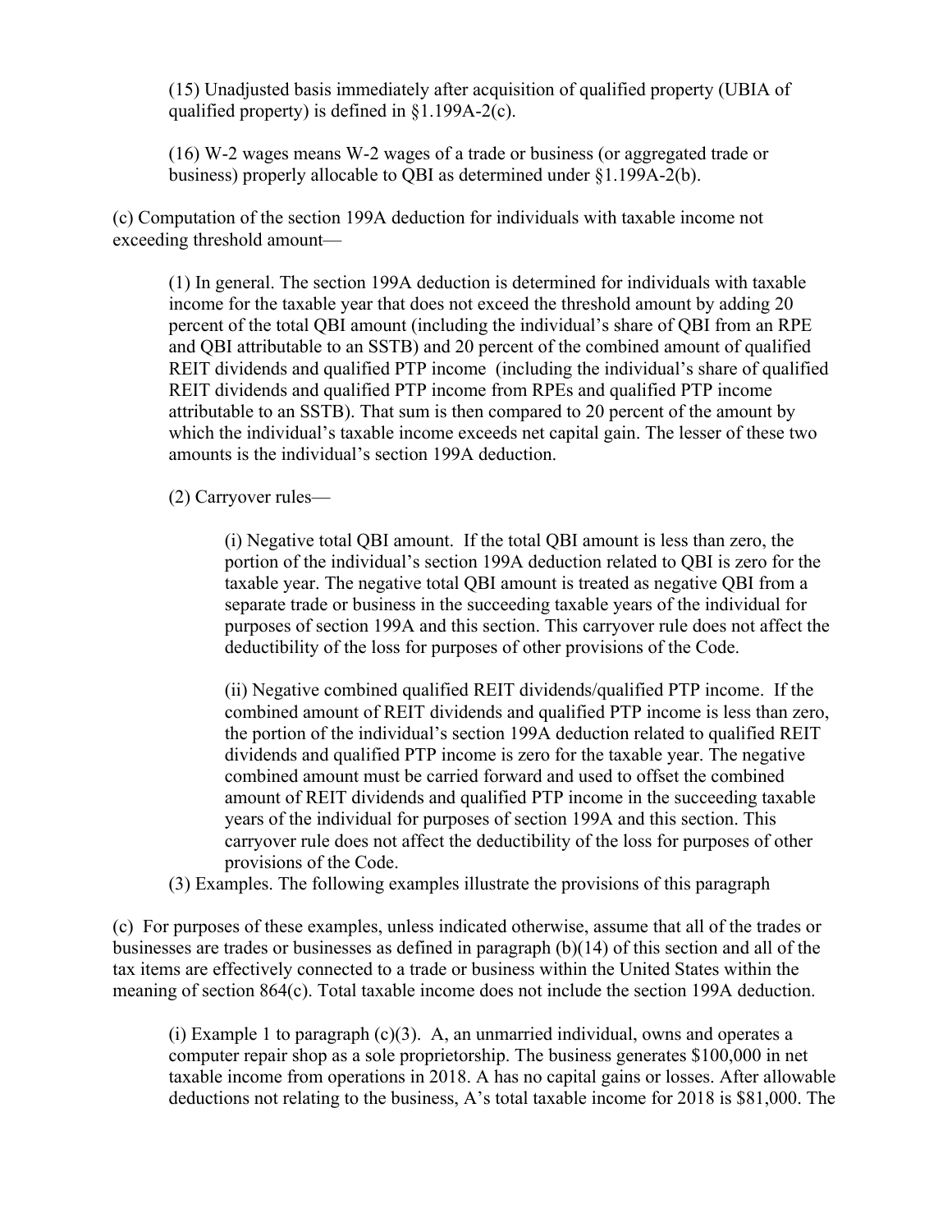(15) Unadjusted basis immediately after acquisition of qualified property (UBIA of qualified property) is defined in §1.199A-2(c).

(16) W-2 wages means W-2 wages of a trade or business (or aggregated trade or business) properly allocable to QBI as determined under §1.199A-2(b).

(c) Computation of the section 199A deduction for individuals with taxable income not exceeding threshold amount—

(1) In general. The section 199A deduction is determined for individuals with taxable income for the taxable year that does not exceed the threshold amount by adding 20 percent of the total QBI amount (including the individual's share of QBI from an RPE and QBI attributable to an SSTB) and 20 percent of the combined amount of qualified REIT dividends and qualified PTP income (including the individual's share of qualified REIT dividends and qualified PTP income from RPEs and qualified PTP income attributable to an SSTB). That sum is then compared to 20 percent of the amount by which the individual's taxable income exceeds net capital gain. The lesser of these two amounts is the individual's section 199A deduction.

(2) Carryover rules—

(i) Negative total QBI amount. If the total QBI amount is less than zero, the portion of the individual's section 199A deduction related to QBI is zero for the taxable year. The negative total QBI amount is treated as negative QBI from a separate trade or business in the succeeding taxable years of the individual for purposes of section 199A and this section. This carryover rule does not affect the deductibility of the loss for purposes of other provisions of the Code.

(ii) Negative combined qualified REIT dividends/qualified PTP income. If the combined amount of REIT dividends and qualified PTP income is less than zero, the portion of the individual's section 199A deduction related to qualified REIT dividends and qualified PTP income is zero for the taxable year. The negative combined amount must be carried forward and used to offset the combined amount of REIT dividends and qualified PTP income in the succeeding taxable years of the individual for purposes of section 199A and this section. This carryover rule does not affect the deductibility of the loss for purposes of other provisions of the Code.

(3) Examples. The following examples illustrate the provisions of this paragraph

(c) For purposes of these examples, unless indicated otherwise, assume that all of the trades or businesses are trades or businesses as defined in paragraph (b)(14) of this section and all of the tax items are effectively connected to a trade or business within the United States within the meaning of section 864(c). Total taxable income does not include the section 199A deduction.

(i) Example 1 to paragraph (c)(3). A, an unmarried individual, owns and operates a computer repair shop as a sole proprietorship. The business generates $100,000 in net taxable income from operations in 2018. A has no capital gains or losses. After allowable deductions not relating to the business, A's total taxable income for 2018 is $81,000. The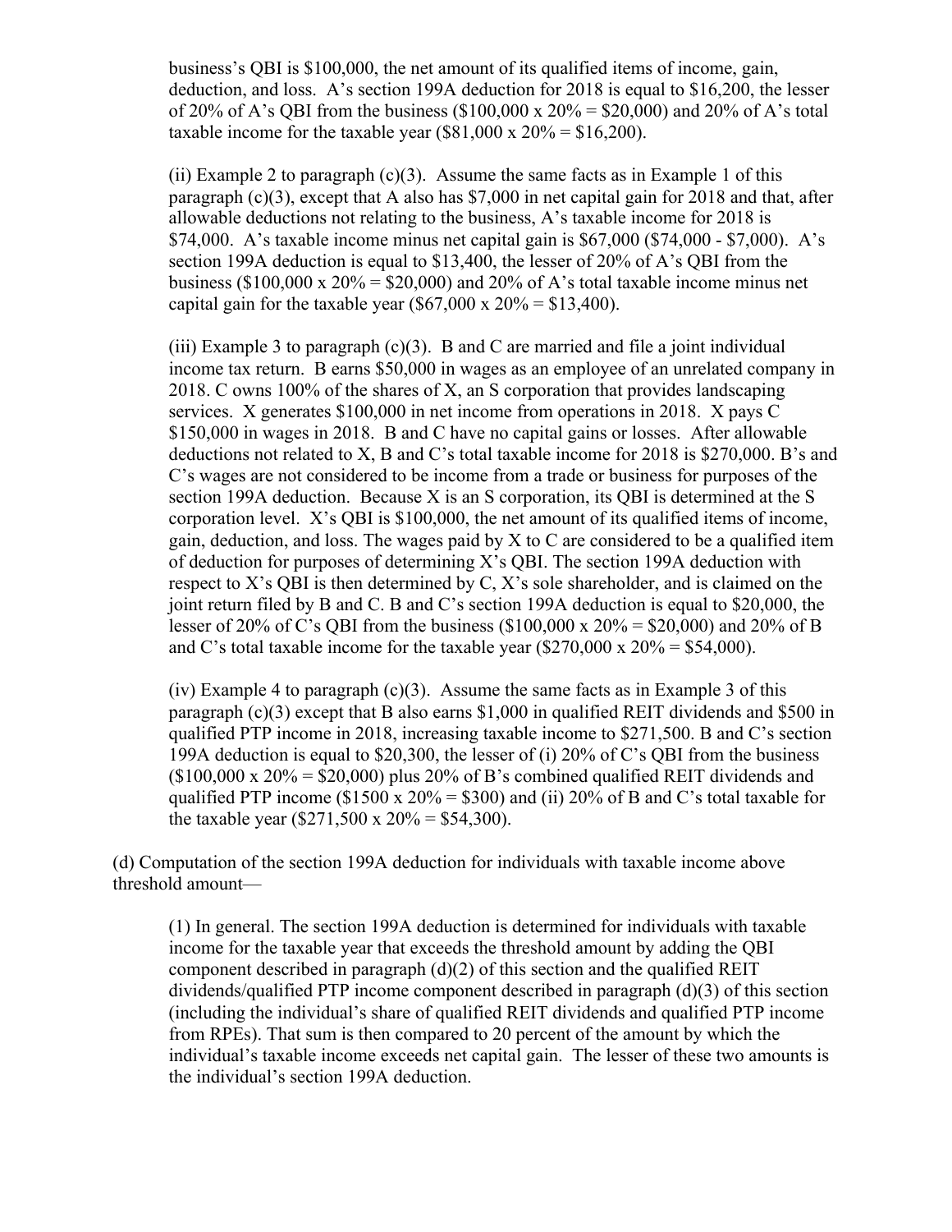business's QBI is $100,000, the net amount of its qualified items of income, gain, deduction, and loss. A's section 199A deduction for 2018 is equal to $16,200, the lesser of 20% of A's QBI from the business ($100,000 x 20% = $20,000) and 20% of A's total taxable income for the taxable year ($81,000 x 20% = $16,200).

(ii) Example 2 to paragraph (c)(3). Assume the same facts as in Example 1 of this paragraph (c)(3), except that A also has $7,000 in net capital gain for 2018 and that, after allowable deductions not relating to the business, A's taxable income for 2018 is $74,000. A's taxable income minus net capital gain is $67,000 ($74,000 - $7,000). A's section 199A deduction is equal to $13,400, the lesser of 20% of A's QBI from the business ($100,000 x 20% = $20,000) and 20% of A's total taxable income minus net capital gain for the taxable year ($67,000 x 20% = $13,400).

(iii) Example 3 to paragraph (c)(3). B and C are married and file a joint individual income tax return. B earns $50,000 in wages as an employee of an unrelated company in 2018. C owns 100% of the shares of X, an S corporation that provides landscaping services. X generates $100,000 in net income from operations in 2018. X pays C $150,000 in wages in 2018. B and C have no capital gains or losses. After allowable deductions not related to X, B and C's total taxable income for 2018 is $270,000. B's and C's wages are not considered to be income from a trade or business for purposes of the section 199A deduction. Because X is an S corporation, its QBI is determined at the S corporation level. X's QBI is $100,000, the net amount of its qualified items of income, gain, deduction, and loss. The wages paid by X to C are considered to be a qualified item of deduction for purposes of determining X's QBI. The section 199A deduction with respect to X's QBI is then determined by C, X's sole shareholder, and is claimed on the joint return filed by B and C. B and C's section 199A deduction is equal to $20,000, the lesser of 20% of C's QBI from the business ($100,000 x 20% = $20,000) and 20% of B and C's total taxable income for the taxable year ($270,000 x 20% = $54,000).

(iv) Example 4 to paragraph (c)(3). Assume the same facts as in Example 3 of this paragraph (c)(3) except that B also earns $1,000 in qualified REIT dividends and $500 in qualified PTP income in 2018, increasing taxable income to $271,500. B and C's section 199A deduction is equal to $20,300, the lesser of (i) 20% of C's QBI from the business ($100,000 x 20% = $20,000) plus 20% of B's combined qualified REIT dividends and qualified PTP income ($1500 x 20% = $300) and (ii) 20% of B and C's total taxable for the taxable year ($271,500 x 20% = $54,300).

(d) Computation of the section 199A deduction for individuals with taxable income above threshold amount—

(1) In general. The section 199A deduction is determined for individuals with taxable income for the taxable year that exceeds the threshold amount by adding the QBI component described in paragraph (d)(2) of this section and the qualified REIT dividends/qualified PTP income component described in paragraph (d)(3) of this section (including the individual's share of qualified REIT dividends and qualified PTP income from RPEs). That sum is then compared to 20 percent of the amount by which the individual's taxable income exceeds net capital gain. The lesser of these two amounts is the individual's section 199A deduction.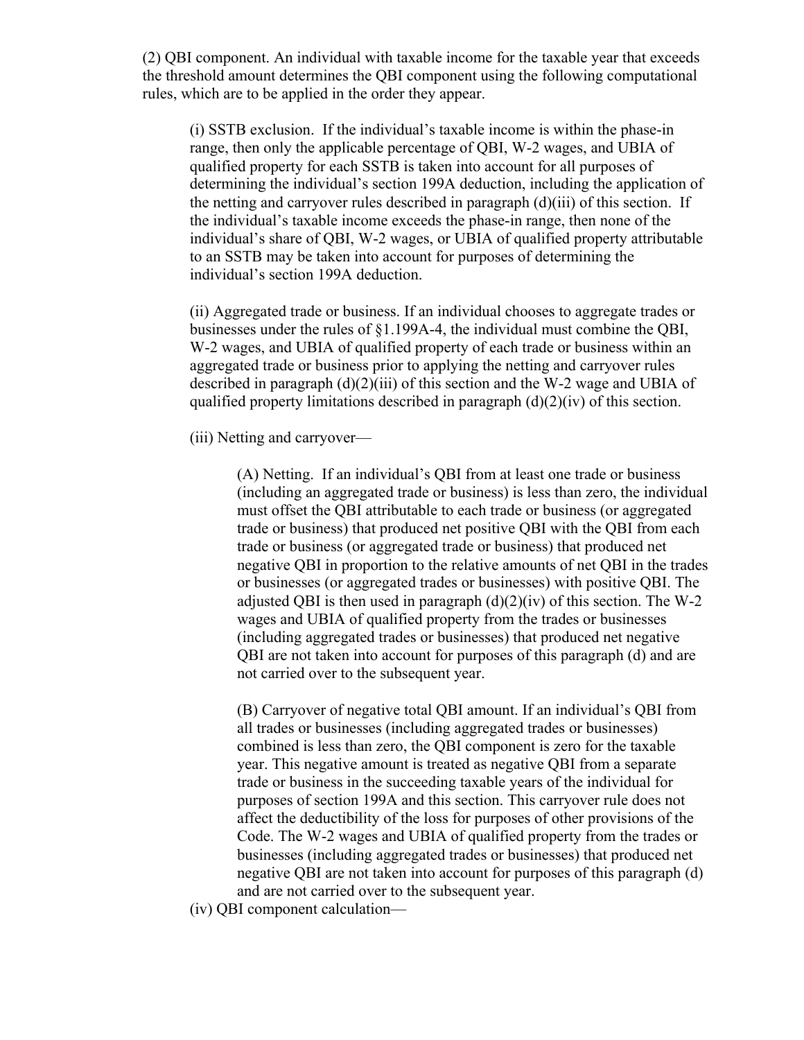(2) QBI component. An individual with taxable income for the taxable year that exceeds the threshold amount determines the QBI component using the following computational rules, which are to be applied in the order they appear.

> (i) SSTB exclusion. If the individual's taxable income is within the phase-in range, then only the applicable percentage of QBI, W-2 wages, and UBIA of qualified property for each SSTB is taken into account for all purposes of determining the individual's section 199A deduction, including the application of the netting and carryover rules described in paragraph (d)(iii) of this section. If the individual's taxable income exceeds the phase-in range, then none of the individual's share of QBI, W-2 wages, or UBIA of qualified property attributable to an SSTB may be taken into account for purposes of determining the individual's section 199A deduction.
>
> (ii) Aggregated trade or business. If an individual chooses to aggregate trades or businesses under the rules of §1.199A-4, the individual must combine the QBI, W-2 wages, and UBIA of qualified property of each trade or business within an aggregated trade or business prior to applying the netting and carryover rules described in paragraph (d)(2)(iii) of this section and the W-2 wage and UBIA of qualified property limitations described in paragraph (d)(2)(iv) of this section.
>
> (iii) Netting and carryover—
>
> > (A) Netting. If an individual's QBI from at least one trade or business (including an aggregated trade or business) is less than zero, the individual must offset the QBI attributable to each trade or business (or aggregated trade or business) that produced net positive QBI with the QBI from each trade or business (or aggregated trade or business) that produced net negative QBI in proportion to the relative amounts of net QBI in the trades or businesses (or aggregated trades or businesses) with positive QBI. The adjusted QBI is then used in paragraph (d)(2)(iv) of this section. The W-2 wages and UBIA of qualified property from the trades or businesses (including aggregated trades or businesses) that produced net negative QBI are not taken into account for purposes of this paragraph (d) and are not carried over to the subsequent year.
> >
> > (B) Carryover of negative total QBI amount. If an individual's QBI from all trades or businesses (including aggregated trades or businesses) combined is less than zero, the QBI component is zero for the taxable year. This negative amount is treated as negative QBI from a separate trade or business in the succeeding taxable years of the individual for purposes of section 199A and this section. This carryover rule does not affect the deductibility of the loss for purposes of other provisions of the Code. The W-2 wages and UBIA of qualified property from the trades or businesses (including aggregated trades or businesses) that produced net negative QBI are not taken into account for purposes of this paragraph (d) and are not carried over to the subsequent year.
>
> (iv) QBI component calculation—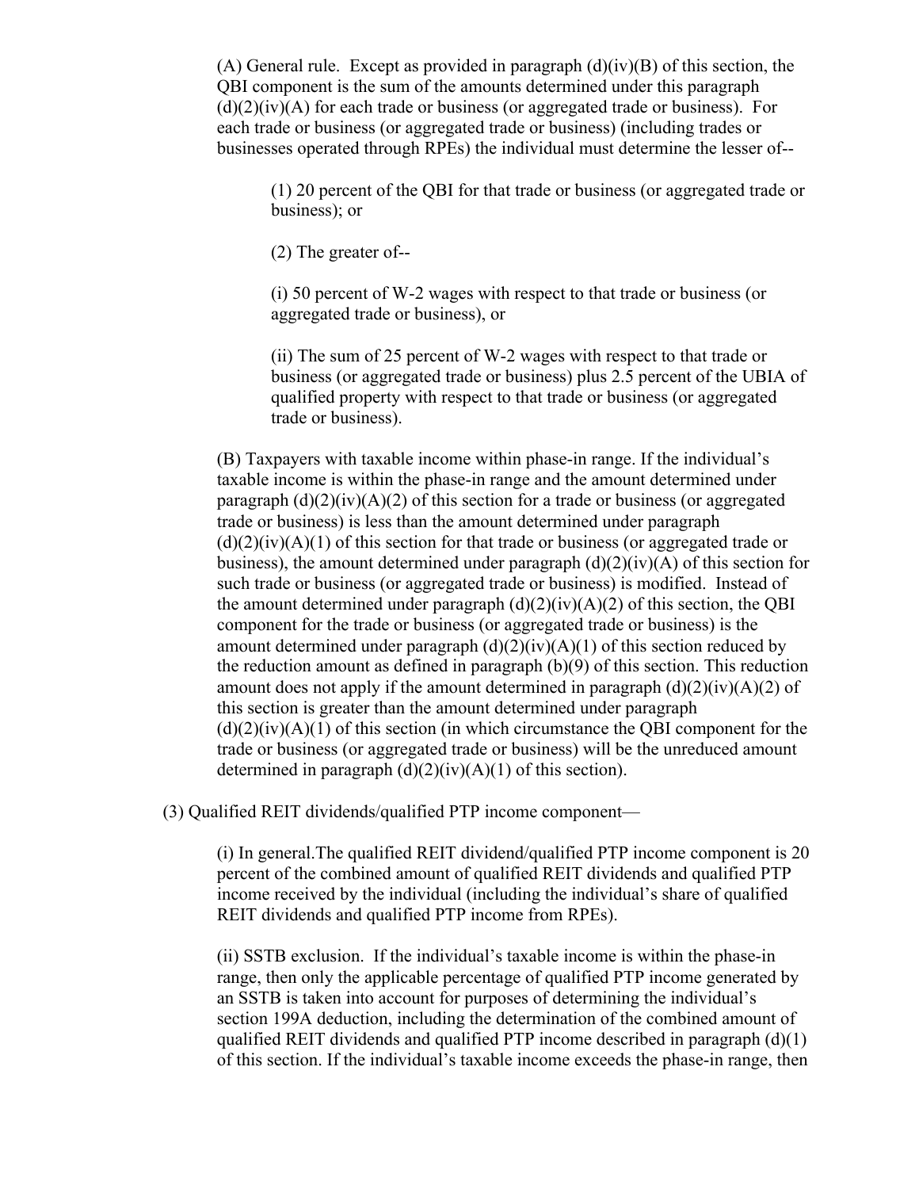(A) General rule. Except as provided in paragraph (d)(iv)(B) of this section, the QBI component is the sum of the amounts determined under this paragraph (d)(2)(iv)(A) for each trade or business (or aggregated trade or business). For each trade or business (or aggregated trade or business) (including trades or businesses operated through RPEs) the individual must determine the lesser of--

(1) 20 percent of the QBI for that trade or business (or aggregated trade or business); or

(2) The greater of--

(i) 50 percent of W-2 wages with respect to that trade or business (or aggregated trade or business), or

(ii) The sum of 25 percent of W-2 wages with respect to that trade or business (or aggregated trade or business) plus 2.5 percent of the UBIA of qualified property with respect to that trade or business (or aggregated trade or business).

(B) Taxpayers with taxable income within phase-in range. If the individual's taxable income is within the phase-in range and the amount determined under paragraph (d)(2)(iv)(A)(2) of this section for a trade or business (or aggregated trade or business) is less than the amount determined under paragraph (d)(2)(iv)(A)(1) of this section for that trade or business (or aggregated trade or business), the amount determined under paragraph (d)(2)(iv)(A) of this section for such trade or business (or aggregated trade or business) is modified. Instead of the amount determined under paragraph (d)(2)(iv)(A)(2) of this section, the QBI component for the trade or business (or aggregated trade or business) is the amount determined under paragraph (d)(2)(iv)(A)(1) of this section reduced by the reduction amount as defined in paragraph (b)(9) of this section. This reduction amount does not apply if the amount determined in paragraph (d)(2)(iv)(A)(2) of this section is greater than the amount determined under paragraph (d)(2)(iv)(A)(1) of this section (in which circumstance the QBI component for the trade or business (or aggregated trade or business) will be the unreduced amount determined in paragraph (d)(2)(iv)(A)(1) of this section).

(3) Qualified REIT dividends/qualified PTP income component—

(i) In general.The qualified REIT dividend/qualified PTP income component is 20 percent of the combined amount of qualified REIT dividends and qualified PTP income received by the individual (including the individual's share of qualified REIT dividends and qualified PTP income from RPEs).

(ii) SSTB exclusion. If the individual's taxable income is within the phase-in range, then only the applicable percentage of qualified PTP income generated by an SSTB is taken into account for purposes of determining the individual's section 199A deduction, including the determination of the combined amount of qualified REIT dividends and qualified PTP income described in paragraph (d)(1) of this section. If the individual's taxable income exceeds the phase-in range, then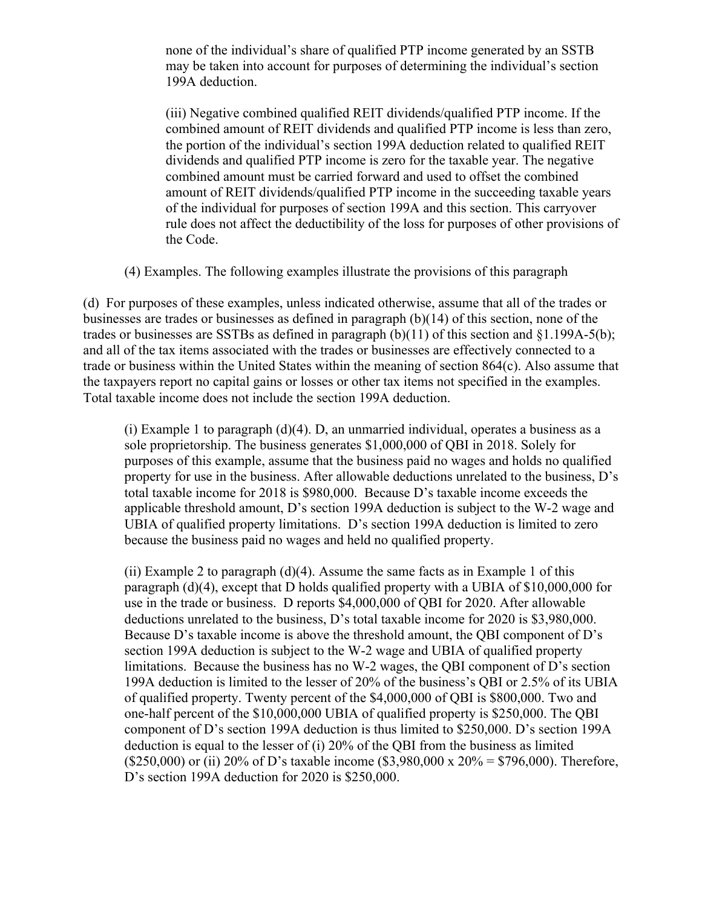none of the individual's share of qualified PTP income generated by an SSTB may be taken into account for purposes of determining the individual's section 199A deduction.

(iii) Negative combined qualified REIT dividends/qualified PTP income. If the combined amount of REIT dividends and qualified PTP income is less than zero, the portion of the individual's section 199A deduction related to qualified REIT dividends and qualified PTP income is zero for the taxable year. The negative combined amount must be carried forward and used to offset the combined amount of REIT dividends/qualified PTP income in the succeeding taxable years of the individual for purposes of section 199A and this section. This carryover rule does not affect the deductibility of the loss for purposes of other provisions of the Code.

(4) Examples. The following examples illustrate the provisions of this paragraph

(d) For purposes of these examples, unless indicated otherwise, assume that all of the trades or businesses are trades or businesses as defined in paragraph (b)(14) of this section, none of the trades or businesses are SSTBs as defined in paragraph (b)(11) of this section and §1.199A-5(b); and all of the tax items associated with the trades or businesses are effectively connected to a trade or business within the United States within the meaning of section 864(c). Also assume that the taxpayers report no capital gains or losses or other tax items not specified in the examples. Total taxable income does not include the section 199A deduction.

(i) Example 1 to paragraph (d)(4). D, an unmarried individual, operates a business as a sole proprietorship. The business generates $1,000,000 of QBI in 2018. Solely for purposes of this example, assume that the business paid no wages and holds no qualified property for use in the business. After allowable deductions unrelated to the business, D's total taxable income for 2018 is $980,000. Because D's taxable income exceeds the applicable threshold amount, D's section 199A deduction is subject to the W-2 wage and UBIA of qualified property limitations. D's section 199A deduction is limited to zero because the business paid no wages and held no qualified property.

(ii) Example 2 to paragraph (d)(4). Assume the same facts as in Example 1 of this paragraph (d)(4), except that D holds qualified property with a UBIA of $10,000,000 for use in the trade or business. D reports $4,000,000 of QBI for 2020. After allowable deductions unrelated to the business, D's total taxable income for 2020 is $3,980,000. Because D's taxable income is above the threshold amount, the QBI component of D's section 199A deduction is subject to the W-2 wage and UBIA of qualified property limitations. Because the business has no W-2 wages, the QBI component of D's section 199A deduction is limited to the lesser of 20% of the business's QBI or 2.5% of its UBIA of qualified property. Twenty percent of the $4,000,000 of QBI is $800,000. Two and one-half percent of the $10,000,000 UBIA of qualified property is $250,000. The QBI component of D's section 199A deduction is thus limited to $250,000. D's section 199A deduction is equal to the lesser of (i) 20% of the QBI from the business as limited ($250,000) or (ii) 20% of D's taxable income ($3,980,000 x 20% = $796,000). Therefore, D's section 199A deduction for 2020 is $250,000.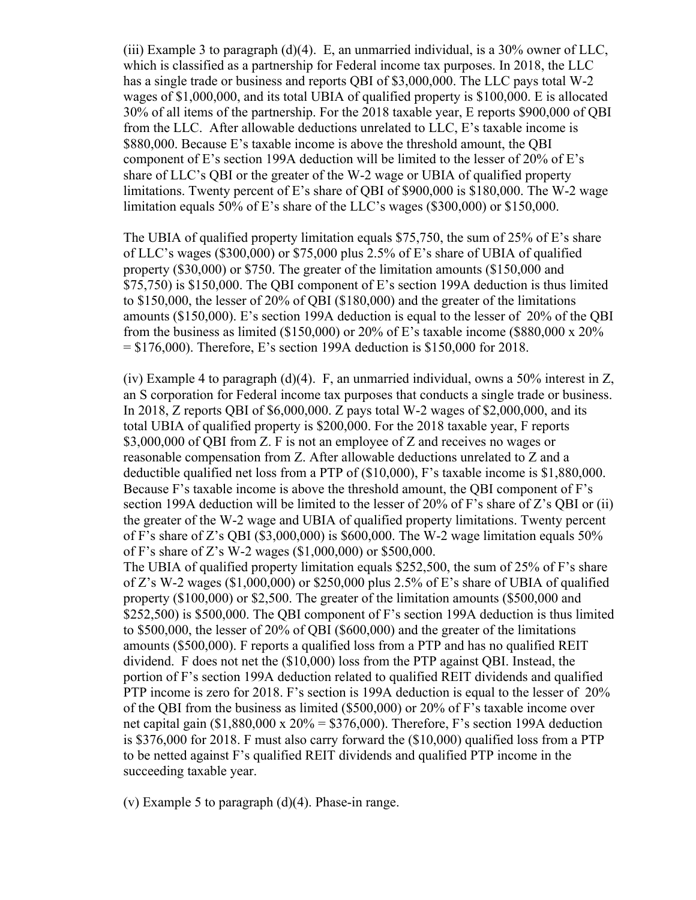(iii) Example 3 to paragraph (d)(4). E, an unmarried individual, is a 30% owner of LLC, which is classified as a partnership for Federal income tax purposes. In 2018, the LLC has a single trade or business and reports QBI of $3,000,000. The LLC pays total W-2 wages of $1,000,000, and its total UBIA of qualified property is $100,000. E is allocated 30% of all items of the partnership. For the 2018 taxable year, E reports $900,000 of QBI from the LLC. After allowable deductions unrelated to LLC, E's taxable income is $880,000. Because E's taxable income is above the threshold amount, the QBI component of E's section 199A deduction will be limited to the lesser of 20% of E's share of LLC's QBI or the greater of the W-2 wage or UBIA of qualified property limitations. Twenty percent of E's share of QBI of $900,000 is $180,000. The W-2 wage limitation equals 50% of E's share of the LLC's wages ($300,000) or $150,000.

The UBIA of qualified property limitation equals $75,750, the sum of 25% of E's share of LLC's wages ($300,000) or $75,000 plus 2.5% of E's share of UBIA of qualified property ($30,000) or $750. The greater of the limitation amounts ($150,000 and $75,750) is $150,000. The QBI component of E's section 199A deduction is thus limited to $150,000, the lesser of 20% of QBI ($180,000) and the greater of the limitations amounts ($150,000). E's section 199A deduction is equal to the lesser of 20% of the QBI from the business as limited ($150,000) or 20% of E's taxable income ($880,000 x 20% = $176,000). Therefore, E's section 199A deduction is $150,000 for 2018.

(iv) Example 4 to paragraph (d)(4). F, an unmarried individual, owns a 50% interest in Z, an S corporation for Federal income tax purposes that conducts a single trade or business. In 2018, Z reports QBI of $6,000,000. Z pays total W-2 wages of $2,000,000, and its total UBIA of qualified property is $200,000. For the 2018 taxable year, F reports $3,000,000 of QBI from Z. F is not an employee of Z and receives no wages or reasonable compensation from Z. After allowable deductions unrelated to Z and a deductible qualified net loss from a PTP of ($10,000), F's taxable income is $1,880,000. Because F's taxable income is above the threshold amount, the QBI component of F's section 199A deduction will be limited to the lesser of 20% of F's share of Z's QBI or (ii) the greater of the W-2 wage and UBIA of qualified property limitations. Twenty percent of F's share of Z's QBI ($3,000,000) is $600,000. The W-2 wage limitation equals 50% of F's share of Z's W-2 wages ($1,000,000) or $500,000.
The UBIA of qualified property limitation equals $252,500, the sum of 25% of F's share of Z's W-2 wages ($1,000,000) or $250,000 plus 2.5% of E's share of UBIA of qualified property ($100,000) or $2,500. The greater of the limitation amounts ($500,000 and $252,500) is $500,000. The QBI component of F's section 199A deduction is thus limited to $500,000, the lesser of 20% of QBI ($600,000) and the greater of the limitations amounts ($500,000). F reports a qualified loss from a PTP and has no qualified REIT dividend. F does not net the ($10,000) loss from the PTP against QBI. Instead, the portion of F's section 199A deduction related to qualified REIT dividends and qualified PTP income is zero for 2018. F's section is 199A deduction is equal to the lesser of 20% of the QBI from the business as limited ($500,000) or 20% of F's taxable income over net capital gain ($1,880,000 x 20% = $376,000). Therefore, F's section 199A deduction is $376,000 for 2018. F must also carry forward the ($10,000) qualified loss from a PTP to be netted against F's qualified REIT dividends and qualified PTP income in the succeeding taxable year.

(v) Example 5 to paragraph (d)(4). Phase-in range.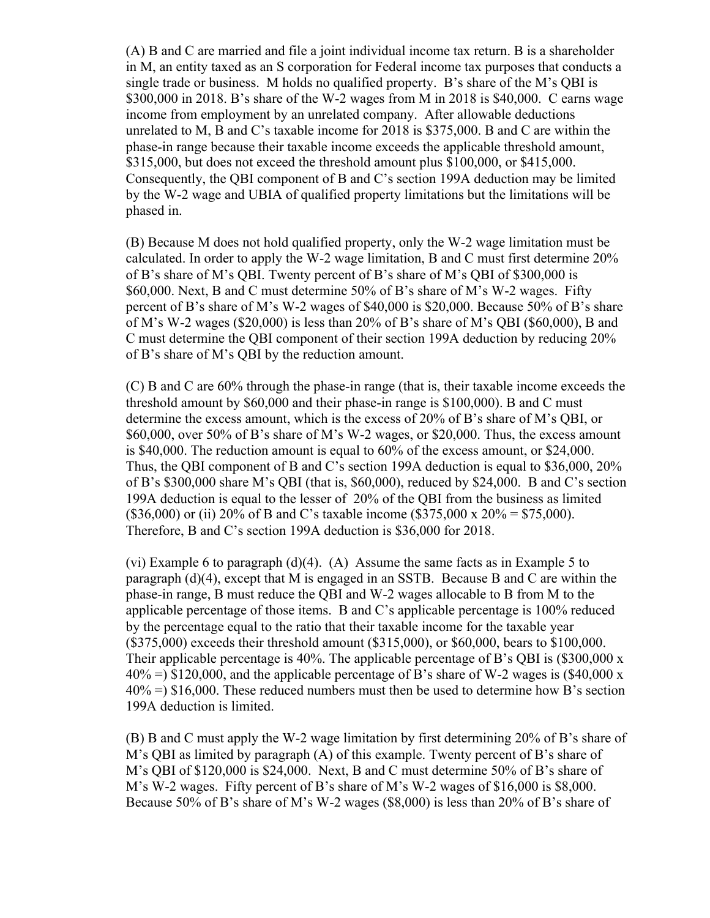(A) B and C are married and file a joint individual income tax return. B is a shareholder in M, an entity taxed as an S corporation for Federal income tax purposes that conducts a single trade or business. M holds no qualified property. B's share of the M's QBI is $300,000 in 2018. B's share of the W-2 wages from M in 2018 is $40,000. C earns wage income from employment by an unrelated company. After allowable deductions unrelated to M, B and C's taxable income for 2018 is $375,000. B and C are within the phase-in range because their taxable income exceeds the applicable threshold amount, $315,000, but does not exceed the threshold amount plus $100,000, or $415,000. Consequently, the QBI component of B and C's section 199A deduction may be limited by the W-2 wage and UBIA of qualified property limitations but the limitations will be phased in.

(B) Because M does not hold qualified property, only the W-2 wage limitation must be calculated. In order to apply the W-2 wage limitation, B and C must first determine 20% of B's share of M's QBI. Twenty percent of B's share of M's QBI of $300,000 is $60,000. Next, B and C must determine 50% of B's share of M's W-2 wages. Fifty percent of B's share of M's W-2 wages of $40,000 is $20,000. Because 50% of B's share of M's W-2 wages ($20,000) is less than 20% of B's share of M's QBI ($60,000), B and C must determine the QBI component of their section 199A deduction by reducing 20% of B's share of M's QBI by the reduction amount.

(C) B and C are 60% through the phase-in range (that is, their taxable income exceeds the threshold amount by $60,000 and their phase-in range is $100,000). B and C must determine the excess amount, which is the excess of 20% of B's share of M's QBI, or $60,000, over 50% of B's share of M's W-2 wages, or $20,000. Thus, the excess amount is $40,000. The reduction amount is equal to 60% of the excess amount, or $24,000. Thus, the QBI component of B and C's section 199A deduction is equal to $36,000, 20% of B's $300,000 share M's QBI (that is, $60,000), reduced by $24,000. B and C's section 199A deduction is equal to the lesser of 20% of the QBI from the business as limited ($36,000) or (ii) 20% of B and C's taxable income ($375,000 x 20% = $75,000). Therefore, B and C's section 199A deduction is $36,000 for 2018.

(vi) Example 6 to paragraph (d)(4). (A) Assume the same facts as in Example 5 to paragraph (d)(4), except that M is engaged in an SSTB. Because B and C are within the phase-in range, B must reduce the QBI and W-2 wages allocable to B from M to the applicable percentage of those items. B and C's applicable percentage is 100% reduced by the percentage equal to the ratio that their taxable income for the taxable year ($375,000) exceeds their threshold amount ($315,000), or $60,000, bears to $100,000. Their applicable percentage is 40%. The applicable percentage of B's QBI is ($300,000 x 40% =) $120,000, and the applicable percentage of B's share of W-2 wages is ($40,000 x 40% =) $16,000. These reduced numbers must then be used to determine how B's section 199A deduction is limited.

(B) B and C must apply the W-2 wage limitation by first determining 20% of B's share of M's QBI as limited by paragraph (A) of this example. Twenty percent of B's share of M's QBI of $120,000 is $24,000. Next, B and C must determine 50% of B's share of M's W-2 wages. Fifty percent of B's share of M's W-2 wages of $16,000 is $8,000. Because 50% of B's share of M's W-2 wages ($8,000) is less than 20% of B's share of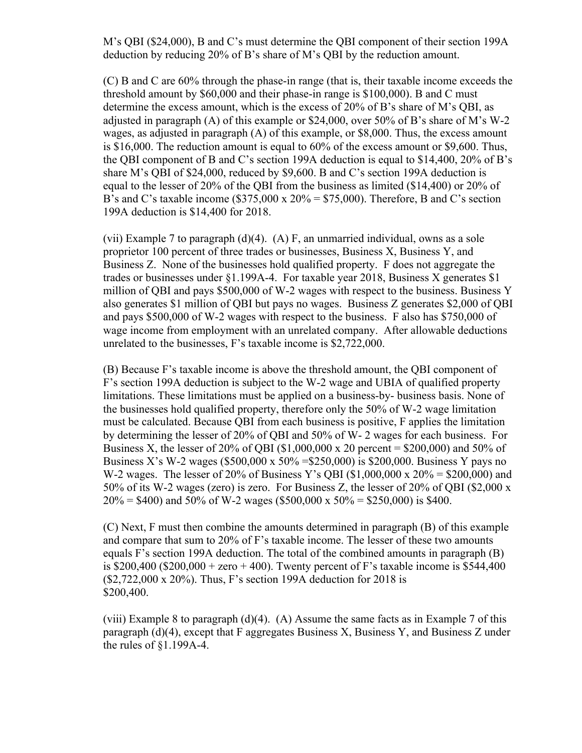M's QBI ($24,000), B and C's must determine the QBI component of their section 199A deduction by reducing 20% of B's share of M's QBI by the reduction amount.

(C) B and C are 60% through the phase-in range (that is, their taxable income exceeds the threshold amount by $60,000 and their phase-in range is $100,000). B and C must determine the excess amount, which is the excess of 20% of B's share of M's QBI, as adjusted in paragraph (A) of this example or $24,000, over 50% of B's share of M's W-2 wages, as adjusted in paragraph (A) of this example, or $8,000. Thus, the excess amount is $16,000. The reduction amount is equal to 60% of the excess amount or $9,600. Thus, the QBI component of B and C's section 199A deduction is equal to $14,400, 20% of B's share M's QBI of $24,000, reduced by $9,600. B and C's section 199A deduction is equal to the lesser of 20% of the QBI from the business as limited ($14,400) or 20% of B's and C's taxable income ($375,000 x 20% = $75,000). Therefore, B and C's section 199A deduction is $14,400 for 2018.

(vii) Example 7 to paragraph (d)(4). (A) F, an unmarried individual, owns as a sole proprietor 100 percent of three trades or businesses, Business X, Business Y, and Business Z. None of the businesses hold qualified property. F does not aggregate the trades or businesses under §1.199A-4. For taxable year 2018, Business X generates $1 million of QBI and pays $500,000 of W-2 wages with respect to the business. Business Y also generates $1 million of QBI but pays no wages. Business Z generates $2,000 of QBI and pays $500,000 of W-2 wages with respect to the business. F also has $750,000 of wage income from employment with an unrelated company. After allowable deductions unrelated to the businesses, F's taxable income is $2,722,000.

(B) Because F's taxable income is above the threshold amount, the QBI component of F's section 199A deduction is subject to the W-2 wage and UBIA of qualified property limitations. These limitations must be applied on a business-by- business basis. None of the businesses hold qualified property, therefore only the 50% of W-2 wage limitation must be calculated. Because QBI from each business is positive, F applies the limitation by determining the lesser of 20% of QBI and 50% of W- 2 wages for each business. For Business X, the lesser of 20% of QBI ($1,000,000 x 20 percent = $200,000) and 50% of Business X's W-2 wages ($500,000 x 50% =$250,000) is $200,000. Business Y pays no W-2 wages. The lesser of 20% of Business Y's QBI ($1,000,000 x 20% = $200,000) and 50% of its W-2 wages (zero) is zero. For Business Z, the lesser of 20% of QBI ($2,000 x 20% = $400) and 50% of W-2 wages ($500,000 x 50% = $250,000) is $400.

(C) Next, F must then combine the amounts determined in paragraph (B) of this example and compare that sum to 20% of F's taxable income. The lesser of these two amounts equals F's section 199A deduction. The total of the combined amounts in paragraph (B) is $200,400 ($200,000 + zero + 400). Twenty percent of F's taxable income is $544,400 ($2,722,000 x 20%). Thus, F's section 199A deduction for 2018 is $200,400.

(viii) Example 8 to paragraph (d)(4). (A) Assume the same facts as in Example 7 of this paragraph (d)(4), except that F aggregates Business X, Business Y, and Business Z under the rules of §1.199A-4.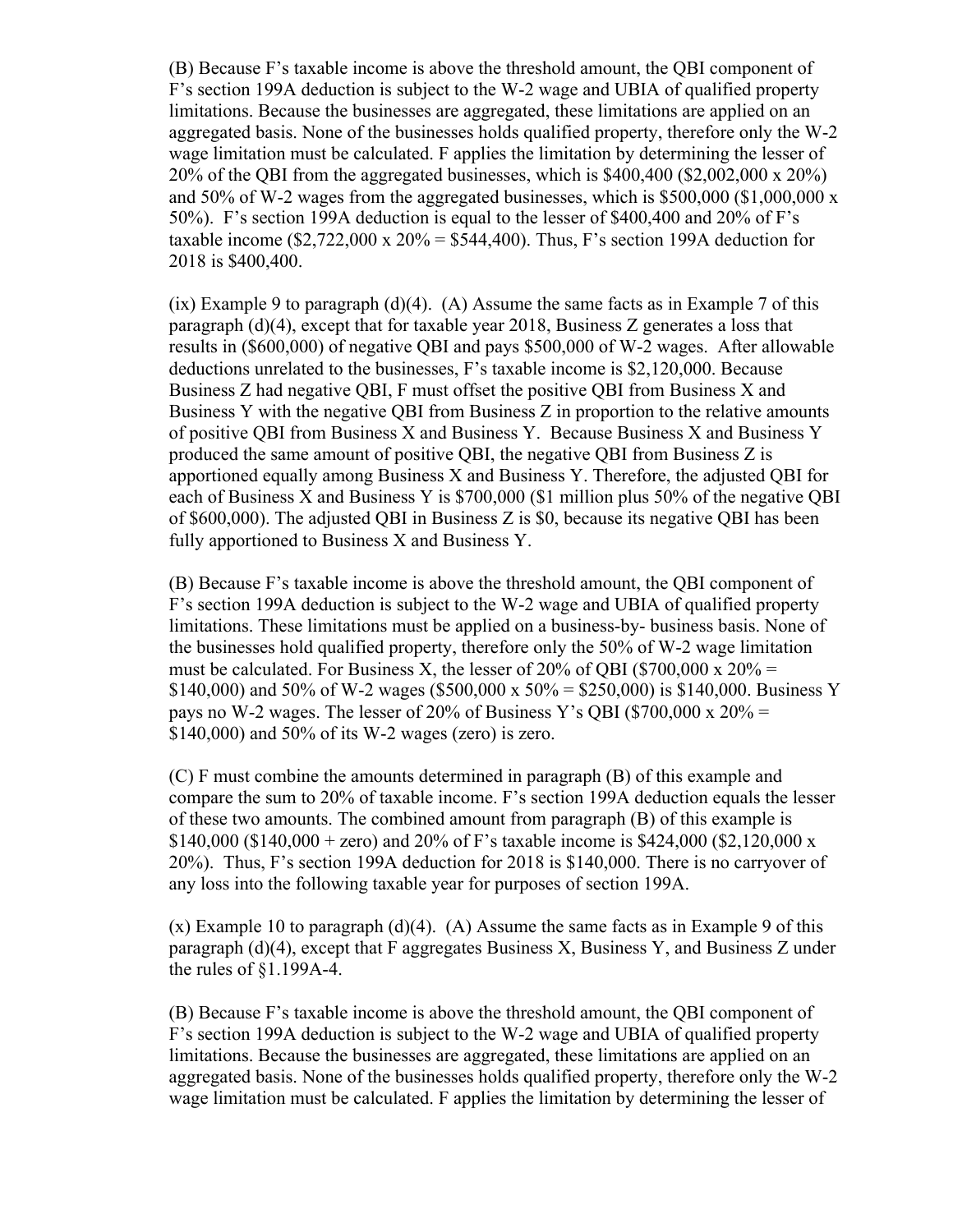(B) Because F's taxable income is above the threshold amount, the QBI component of F's section 199A deduction is subject to the W-2 wage and UBIA of qualified property limitations. Because the businesses are aggregated, these limitations are applied on an aggregated basis. None of the businesses holds qualified property, therefore only the W-2 wage limitation must be calculated. F applies the limitation by determining the lesser of 20% of the QBI from the aggregated businesses, which is $400,400 ($2,002,000 x 20%) and 50% of W-2 wages from the aggregated businesses, which is $500,000 ($1,000,000 x 50%). F's section 199A deduction is equal to the lesser of $400,400 and 20% of F's taxable income ($2,722,000 x 20% = $544,400). Thus, F's section 199A deduction for 2018 is $400,400.

(ix) Example 9 to paragraph (d)(4). (A) Assume the same facts as in Example 7 of this paragraph (d)(4), except that for taxable year 2018, Business Z generates a loss that results in ($600,000) of negative QBI and pays $500,000 of W-2 wages. After allowable deductions unrelated to the businesses, F's taxable income is $2,120,000. Because Business Z had negative QBI, F must offset the positive QBI from Business X and Business Y with the negative QBI from Business Z in proportion to the relative amounts of positive QBI from Business X and Business Y. Because Business X and Business Y produced the same amount of positive QBI, the negative QBI from Business Z is apportioned equally among Business X and Business Y. Therefore, the adjusted QBI for each of Business X and Business Y is $700,000 ($1 million plus 50% of the negative QBI of $600,000). The adjusted QBI in Business Z is $0, because its negative QBI has been fully apportioned to Business X and Business Y.

(B) Because F's taxable income is above the threshold amount, the QBI component of F's section 199A deduction is subject to the W-2 wage and UBIA of qualified property limitations. These limitations must be applied on a business-by- business basis. None of the businesses hold qualified property, therefore only the 50% of W-2 wage limitation must be calculated. For Business X, the lesser of 20% of QBI ($700,000 x 20% = $140,000) and 50% of W-2 wages ($500,000 x 50% = $250,000) is $140,000. Business Y pays no W-2 wages. The lesser of 20% of Business Y's QBI ($700,000 x 20% = $140,000) and 50% of its W-2 wages (zero) is zero.

(C) F must combine the amounts determined in paragraph (B) of this example and compare the sum to 20% of taxable income. F's section 199A deduction equals the lesser of these two amounts. The combined amount from paragraph (B) of this example is $140,000 ($140,000 + zero) and 20% of F's taxable income is $424,000 ($2,120,000 x 20%). Thus, F's section 199A deduction for 2018 is $140,000. There is no carryover of any loss into the following taxable year for purposes of section 199A.

(x) Example 10 to paragraph (d)(4). (A) Assume the same facts as in Example 9 of this paragraph (d)(4), except that F aggregates Business X, Business Y, and Business Z under the rules of §1.199A-4.

(B) Because F's taxable income is above the threshold amount, the QBI component of F's section 199A deduction is subject to the W-2 wage and UBIA of qualified property limitations. Because the businesses are aggregated, these limitations are applied on an aggregated basis. None of the businesses holds qualified property, therefore only the W-2 wage limitation must be calculated. F applies the limitation by determining the lesser of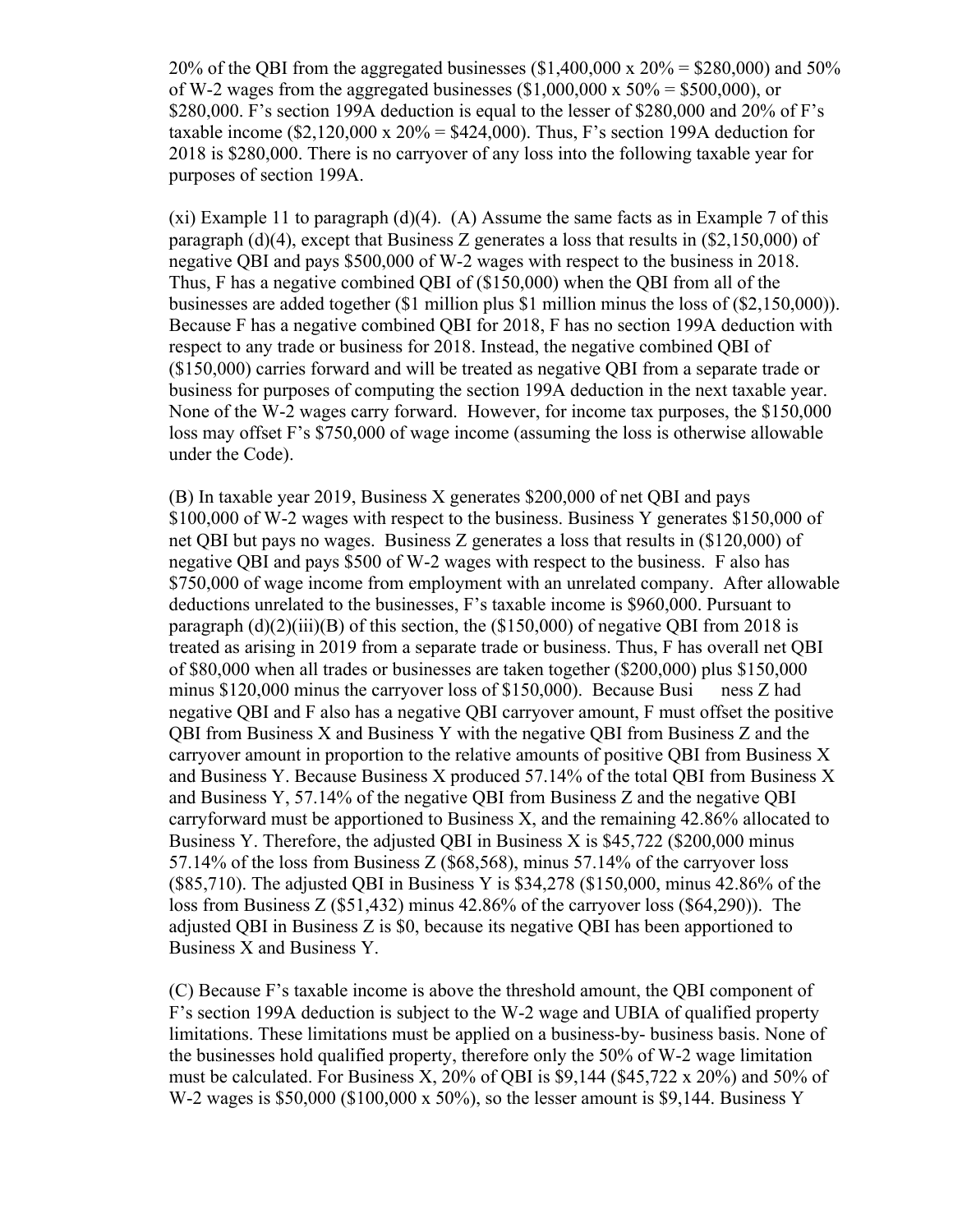20% of the QBI from the aggregated businesses ($1,400,000 x 20% = $280,000) and 50% of W-2 wages from the aggregated businesses ($1,000,000 x 50% = $500,000), or $280,000. F's section 199A deduction is equal to the lesser of $280,000 and 20% of F's taxable income ($2,120,000 x 20% = $424,000). Thus, F's section 199A deduction for 2018 is $280,000. There is no carryover of any loss into the following taxable year for purposes of section 199A.

(xi) Example 11 to paragraph (d)(4). (A) Assume the same facts as in Example 7 of this paragraph (d)(4), except that Business Z generates a loss that results in ($2,150,000) of negative QBI and pays $500,000 of W-2 wages with respect to the business in 2018. Thus, F has a negative combined QBI of ($150,000) when the QBI from all of the businesses are added together ($1 million plus $1 million minus the loss of ($2,150,000)). Because F has a negative combined QBI for 2018, F has no section 199A deduction with respect to any trade or business for 2018. Instead, the negative combined QBI of ($150,000) carries forward and will be treated as negative QBI from a separate trade or business for purposes of computing the section 199A deduction in the next taxable year. None of the W-2 wages carry forward. However, for income tax purposes, the $150,000 loss may offset F's $750,000 of wage income (assuming the loss is otherwise allowable under the Code).

(B) In taxable year 2019, Business X generates $200,000 of net QBI and pays $100,000 of W-2 wages with respect to the business. Business Y generates $150,000 of net QBI but pays no wages. Business Z generates a loss that results in ($120,000) of negative QBI and pays $500 of W-2 wages with respect to the business. F also has $750,000 of wage income from employment with an unrelated company. After allowable deductions unrelated to the businesses, F's taxable income is $960,000. Pursuant to paragraph (d)(2)(iii)(B) of this section, the ($150,000) of negative QBI from 2018 is treated as arising in 2019 from a separate trade or business. Thus, F has overall net QBI of $80,000 when all trades or businesses are taken together ($200,000) plus $150,000 minus $120,000 minus the carryover loss of $150,000). Because Business Z had negative QBI and F also has a negative QBI carryover amount, F must offset the positive QBI from Business X and Business Y with the negative QBI from Business Z and the carryover amount in proportion to the relative amounts of positive QBI from Business X and Business Y. Because Business X produced 57.14% of the total QBI from Business X and Business Y, 57.14% of the negative QBI from Business Z and the negative QBI carryforward must be apportioned to Business X, and the remaining 42.86% allocated to Business Y. Therefore, the adjusted QBI in Business X is $45,722 ($200,000 minus 57.14% of the loss from Business Z ($68,568), minus 57.14% of the carryover loss ($85,710). The adjusted QBI in Business Y is $34,278 ($150,000, minus 42.86% of the loss from Business Z ($51,432) minus 42.86% of the carryover loss ($64,290)). The adjusted QBI in Business Z is $0, because its negative QBI has been apportioned to Business X and Business Y.

(C) Because F's taxable income is above the threshold amount, the QBI component of F's section 199A deduction is subject to the W-2 wage and UBIA of qualified property limitations. These limitations must be applied on a business-by- business basis. None of the businesses hold qualified property, therefore only the 50% of W-2 wage limitation must be calculated. For Business X, 20% of QBI is $9,144 ($45,722 x 20%) and 50% of W-2 wages is $50,000 ($100,000 x 50%), so the lesser amount is $9,144. Business Y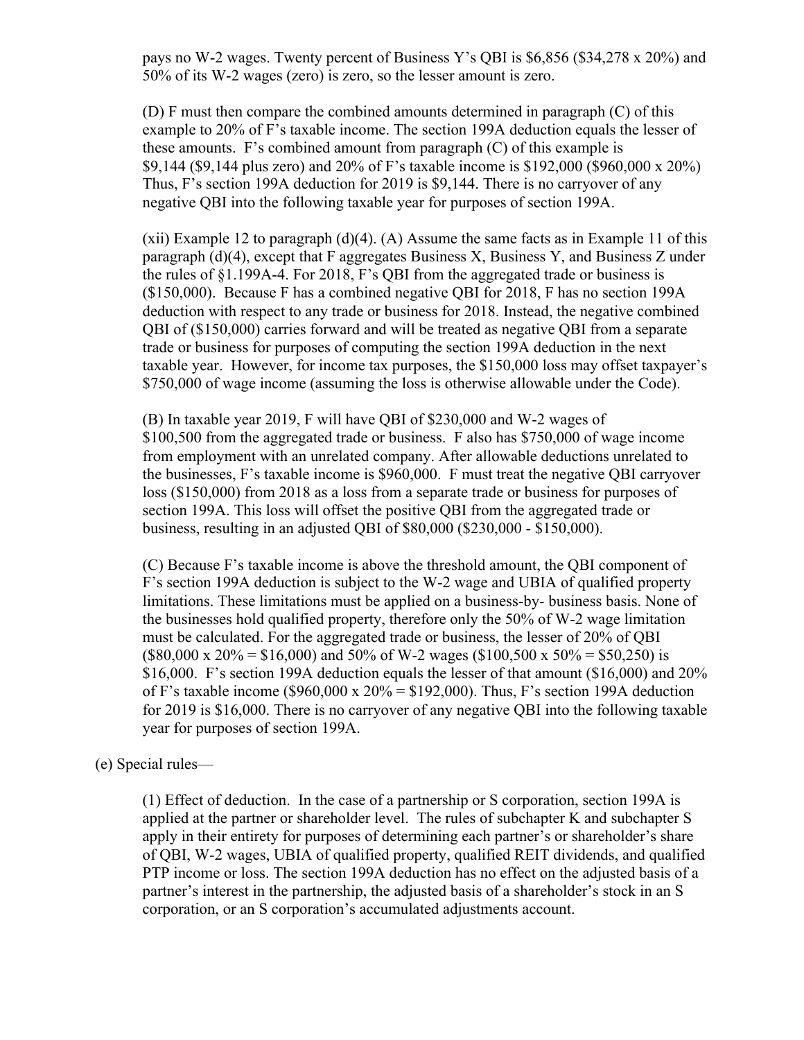pays no W-2 wages. Twenty percent of Business Y's QBI is $6,856 ($34,278 x 20%) and 50% of its W-2 wages (zero) is zero, so the lesser amount is zero.

(D) F must then compare the combined amounts determined in paragraph (C) of this example to 20% of F's taxable income. The section 199A deduction equals the lesser of these amounts. F's combined amount from paragraph (C) of this example is $9,144 ($9,144 plus zero) and 20% of F's taxable income is $192,000 ($960,000 x 20%) Thus, F's section 199A deduction for 2019 is $9,144. There is no carryover of any negative QBI into the following taxable year for purposes of section 199A.

(xii) Example 12 to paragraph (d)(4). (A) Assume the same facts as in Example 11 of this paragraph (d)(4), except that F aggregates Business X, Business Y, and Business Z under the rules of §1.199A-4. For 2018, F's QBI from the aggregated trade or business is ($150,000). Because F has a combined negative QBI for 2018, F has no section 199A deduction with respect to any trade or business for 2018. Instead, the negative combined QBI of ($150,000) carries forward and will be treated as negative QBI from a separate trade or business for purposes of computing the section 199A deduction in the next taxable year. However, for income tax purposes, the $150,000 loss may offset taxpayer's $750,000 of wage income (assuming the loss is otherwise allowable under the Code).

(B) In taxable year 2019, F will have QBI of $230,000 and W-2 wages of $100,500 from the aggregated trade or business. F also has $750,000 of wage income from employment with an unrelated company. After allowable deductions unrelated to the businesses, F's taxable income is $960,000. F must treat the negative QBI carryover loss ($150,000) from 2018 as a loss from a separate trade or business for purposes of section 199A. This loss will offset the positive QBI from the aggregated trade or business, resulting in an adjusted QBI of $80,000 ($230,000 - $150,000).

(C) Because F's taxable income is above the threshold amount, the QBI component of F's section 199A deduction is subject to the W-2 wage and UBIA of qualified property limitations. These limitations must be applied on a business-by- business basis. None of the businesses hold qualified property, therefore only the 50% of W-2 wage limitation must be calculated. For the aggregated trade or business, the lesser of 20% of QBI ($80,000 x 20% = $16,000) and 50% of W-2 wages ($100,500 x 50% = $50,250) is $16,000. F's section 199A deduction equals the lesser of that amount ($16,000) and 20% of F's taxable income ($960,000 x 20% = $192,000). Thus, F's section 199A deduction for 2019 is $16,000. There is no carryover of any negative QBI into the following taxable year for purposes of section 199A.

(e) Special rules—

(1) Effect of deduction. In the case of a partnership or S corporation, section 199A is applied at the partner or shareholder level. The rules of subchapter K and subchapter S apply in their entirety for purposes of determining each partner's or shareholder's share of QBI, W-2 wages, UBIA of qualified property, qualified REIT dividends, and qualified PTP income or loss. The section 199A deduction has no effect on the adjusted basis of a partner's interest in the partnership, the adjusted basis of a shareholder's stock in an S corporation, or an S corporation's accumulated adjustments account.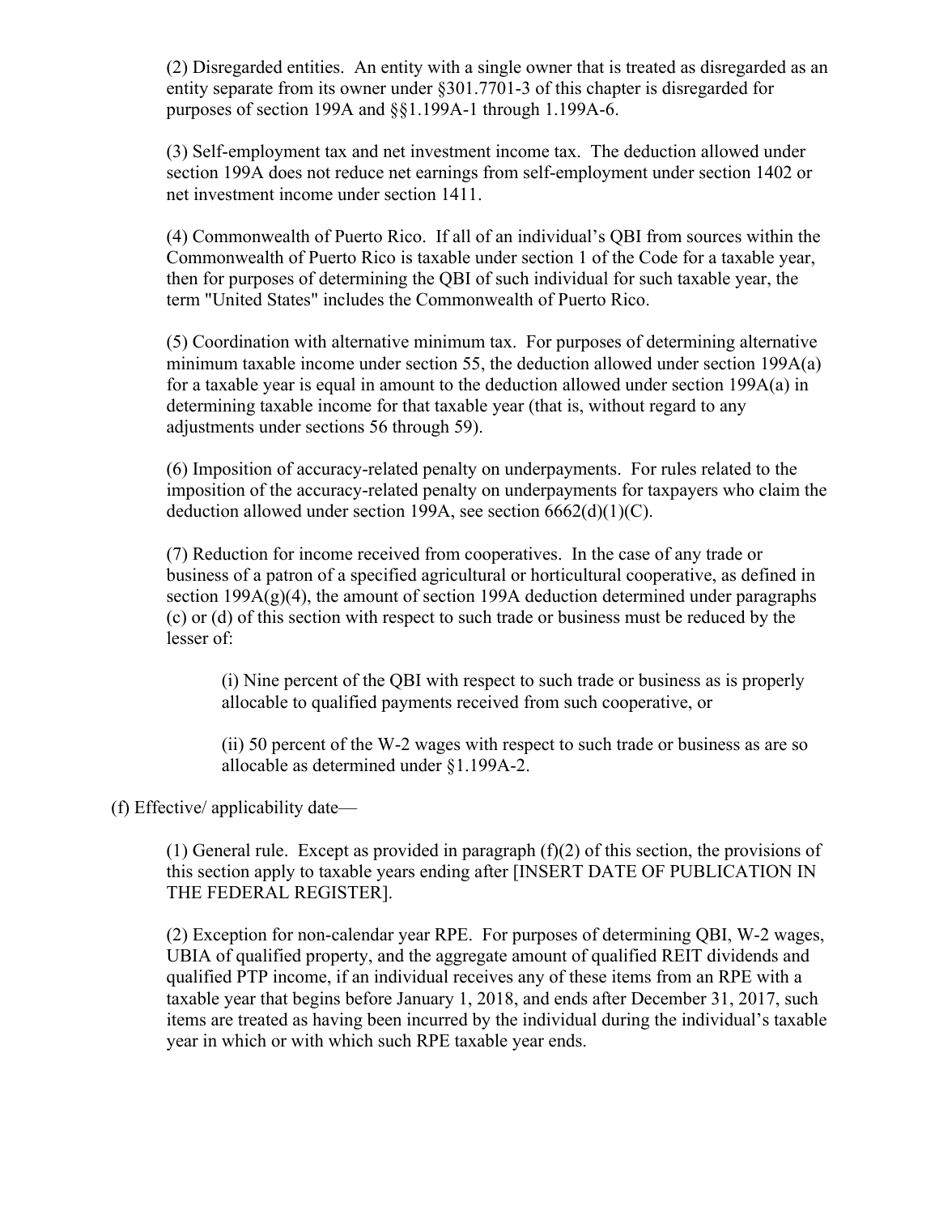(2) Disregarded entities. An entity with a single owner that is treated as disregarded as an entity separate from its owner under §301.7701-3 of this chapter is disregarded for purposes of section 199A and §§1.199A-1 through 1.199A-6.

(3) Self-employment tax and net investment income tax. The deduction allowed under section 199A does not reduce net earnings from self-employment under section 1402 or net investment income under section 1411.

(4) Commonwealth of Puerto Rico. If all of an individual's QBI from sources within the Commonwealth of Puerto Rico is taxable under section 1 of the Code for a taxable year, then for purposes of determining the QBI of such individual for such taxable year, the term "United States" includes the Commonwealth of Puerto Rico.

(5) Coordination with alternative minimum tax. For purposes of determining alternative minimum taxable income under section 55, the deduction allowed under section 199A(a) for a taxable year is equal in amount to the deduction allowed under section 199A(a) in determining taxable income for that taxable year (that is, without regard to any adjustments under sections 56 through 59).

(6) Imposition of accuracy-related penalty on underpayments. For rules related to the imposition of the accuracy-related penalty on underpayments for taxpayers who claim the deduction allowed under section 199A, see section 6662(d)(1)(C).

(7) Reduction for income received from cooperatives. In the case of any trade or business of a patron of a specified agricultural or horticultural cooperative, as defined in section 199A(g)(4), the amount of section 199A deduction determined under paragraphs (c) or (d) of this section with respect to such trade or business must be reduced by the lesser of:

(i) Nine percent of the QBI with respect to such trade or business as is properly allocable to qualified payments received from such cooperative, or

(ii) 50 percent of the W-2 wages with respect to such trade or business as are so allocable as determined under §1.199A-2.

(f) Effective/ applicability date—

(1) General rule. Except as provided in paragraph (f)(2) of this section, the provisions of this section apply to taxable years ending after [INSERT DATE OF PUBLICATION IN THE FEDERAL REGISTER].

(2) Exception for non-calendar year RPE. For purposes of determining QBI, W-2 wages, UBIA of qualified property, and the aggregate amount of qualified REIT dividends and qualified PTP income, if an individual receives any of these items from an RPE with a taxable year that begins before January 1, 2018, and ends after December 31, 2017, such items are treated as having been incurred by the individual during the individual's taxable year in which or with which such RPE taxable year ends.